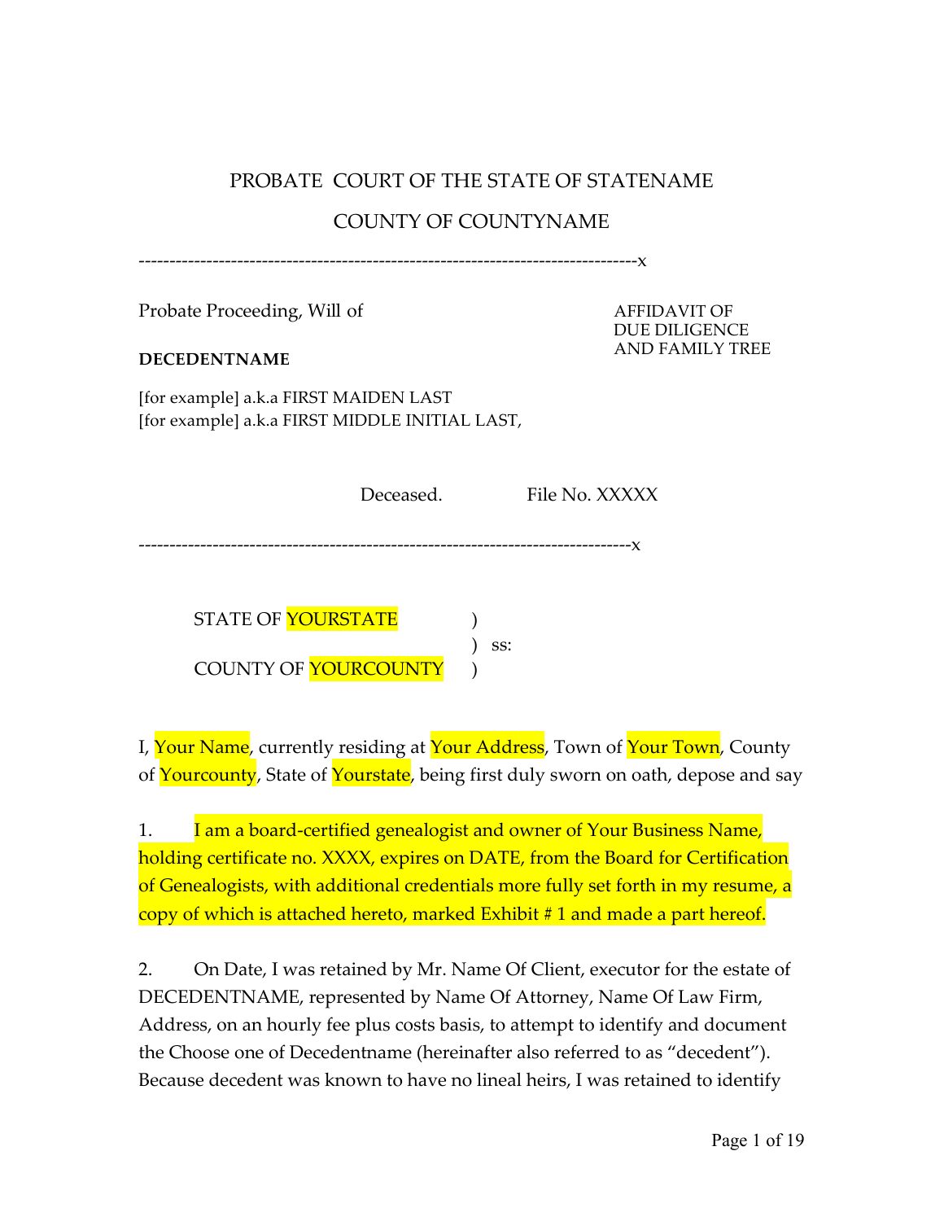PROBATE COURT OF THE STATE OF STATENAME

COUNTY OF COUNTYNAME

--------------------------------------------------------------------------------x

Probate Proceeding, Will of

**DECEDENTNAME**

[for example] a.k.a FIRST MAIDEN LAST
[for example] a.k.a FIRST MIDDLE INITIAL LAST,

AFFIDAVIT OF
DUE DILIGENCE
AND FAMILY TREE

Deceased. File No. XXXXX

--------------------------------------------------------------------------------x

STATE OF YOURSTATE )
) ss:
COUNTY OF YOURCOUNTY )

I, Your Name, currently residing at Your Address, Town of Your Town, County of Yourcounty, State of Yourstate, being first duly sworn on oath, depose and say

1. I am a board-certified genealogist and owner of Your Business Name, holding certificate no. XXXX, expires on DATE, from the Board for Certification of Genealogists, with additional credentials more fully set forth in my resume, a copy of which is attached hereto, marked Exhibit # 1 and made a part hereof.

2. On Date, I was retained by Mr. Name Of Client, executor for the estate of DECEDENTNAME, represented by Name Of Attorney, Name Of Law Firm, Address, on an hourly fee plus costs basis, to attempt to identify and document the Choose one of Decedentname (hereinafter also referred to as "decedent"). Because decedent was known to have no lineal heirs, I was retained to identify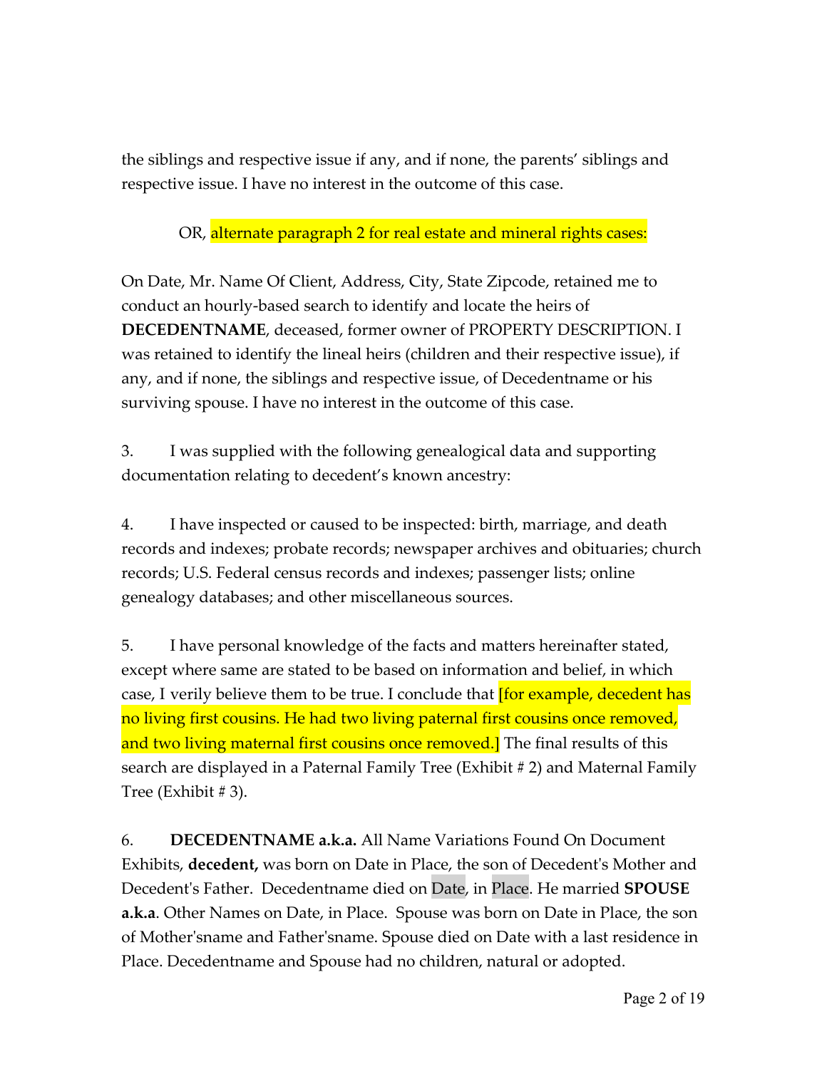the siblings and respective issue if any, and if none, the parents' siblings and respective issue. I have no interest in the outcome of this case.

OR, alternate paragraph 2 for real estate and mineral rights cases:

On Date, Mr. Name Of Client, Address, City, State Zipcode, retained me to conduct an hourly-based search to identify and locate the heirs of **DECEDENTNAME**, deceased, former owner of PROPERTY DESCRIPTION. I was retained to identify the lineal heirs (children and their respective issue), if any, and if none, the siblings and respective issue, of Decedentname or his surviving spouse. I have no interest in the outcome of this case.

3. I was supplied with the following genealogical data and supporting documentation relating to decedent's known ancestry:

4. I have inspected or caused to be inspected: birth, marriage, and death records and indexes; probate records; newspaper archives and obituaries; church records; U.S. Federal census records and indexes; passenger lists; online genealogy databases; and other miscellaneous sources.

5. I have personal knowledge of the facts and matters hereinafter stated, except where same are stated to be based on information and belief, in which case, I verily believe them to be true. I conclude that [for example, decedent has no living first cousins. He had two living paternal first cousins once removed, and two living maternal first cousins once removed.] The final results of this search are displayed in a Paternal Family Tree (Exhibit # 2) and Maternal Family Tree (Exhibit # 3).

6. **DECEDENTNAME a.k.a.** All Name Variations Found On Document Exhibits, **decedent,** was born on Date in Place, the son of Decedent's Mother and Decedent's Father. Decedentname died on Date, in Place. He married **SPOUSE a.k.a**. Other Names on Date, in Place. Spouse was born on Date in Place, the son of Mother'sname and Father'sname. Spouse died on Date with a last residence in Place. Decedentname and Spouse had no children, natural or adopted.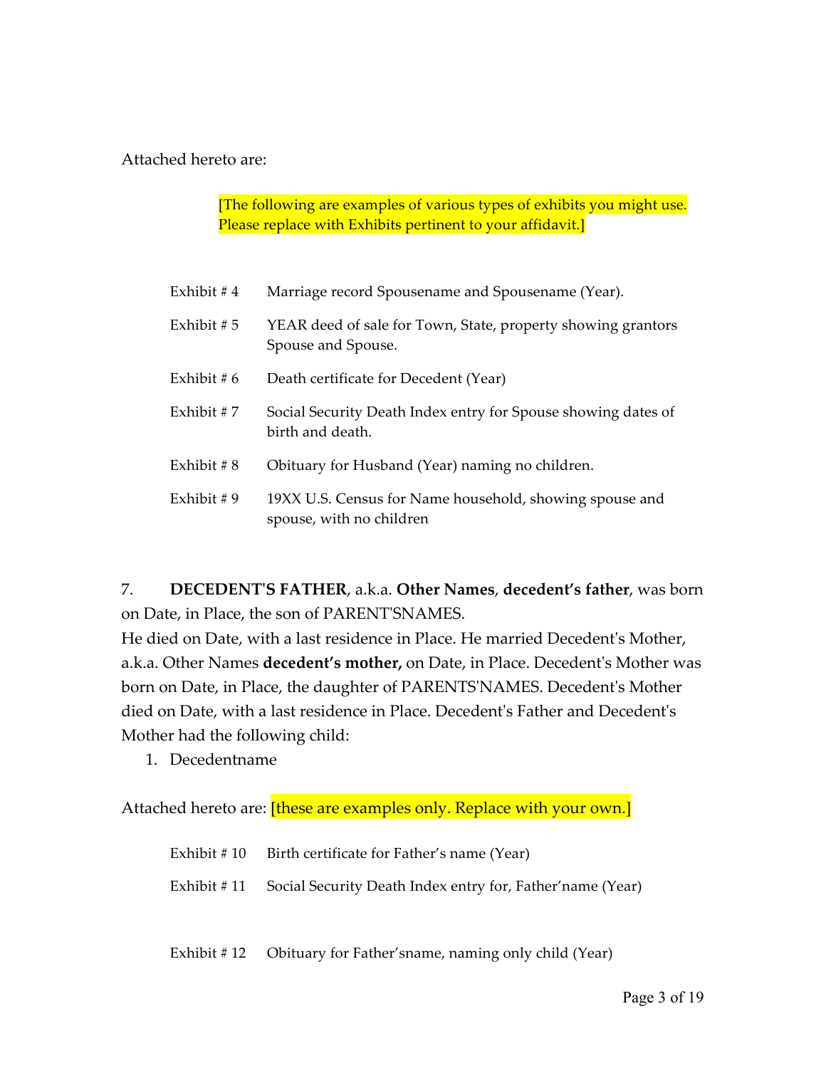Attached hereto are:

> [The following are examples of various types of exhibits you might use. Please replace with Exhibits pertinent to your affidavit.]

| | |
|---|---|
| Exhibit # 4 | Marriage record Spousename and Spousename (Year). |
| Exhibit # 5 | YEAR deed of sale for Town, State, property showing grantors Spouse and Spouse. |
| Exhibit # 6 | Death certificate for Decedent (Year) |
| Exhibit # 7 | Social Security Death Index entry for Spouse showing dates of birth and death. |
| Exhibit # 8 | Obituary for Husband (Year) naming no children. |
| Exhibit # 9 | 19XX U.S. Census for Name household, showing spouse and spouse, with no children |

7. **DECEDENT'S FATHER**, a.k.a. **Other Names**, **decedent's father**, was born on Date, in Place, the son of PARENT'SNAMES.
He died on Date, with a last residence in Place. He married Decedent's Mother, a.k.a. Other Names **decedent's mother,** on Date, in Place. Decedent's Mother was born on Date, in Place, the daughter of PARENTS'NAMES. Decedent's Mother died on Date, with a last residence in Place. Decedent's Father and Decedent's Mother had the following child:

1. Decedentname

Attached hereto are: [these are examples only. Replace with your own.]

| | |
|---|---|
| Exhibit # 10 | Birth certificate for Father's name (Year) |
| Exhibit # 11 | Social Security Death Index entry for, Father'name (Year) |
| Exhibit # 12 | Obituary for Father'sname, naming only child (Year) |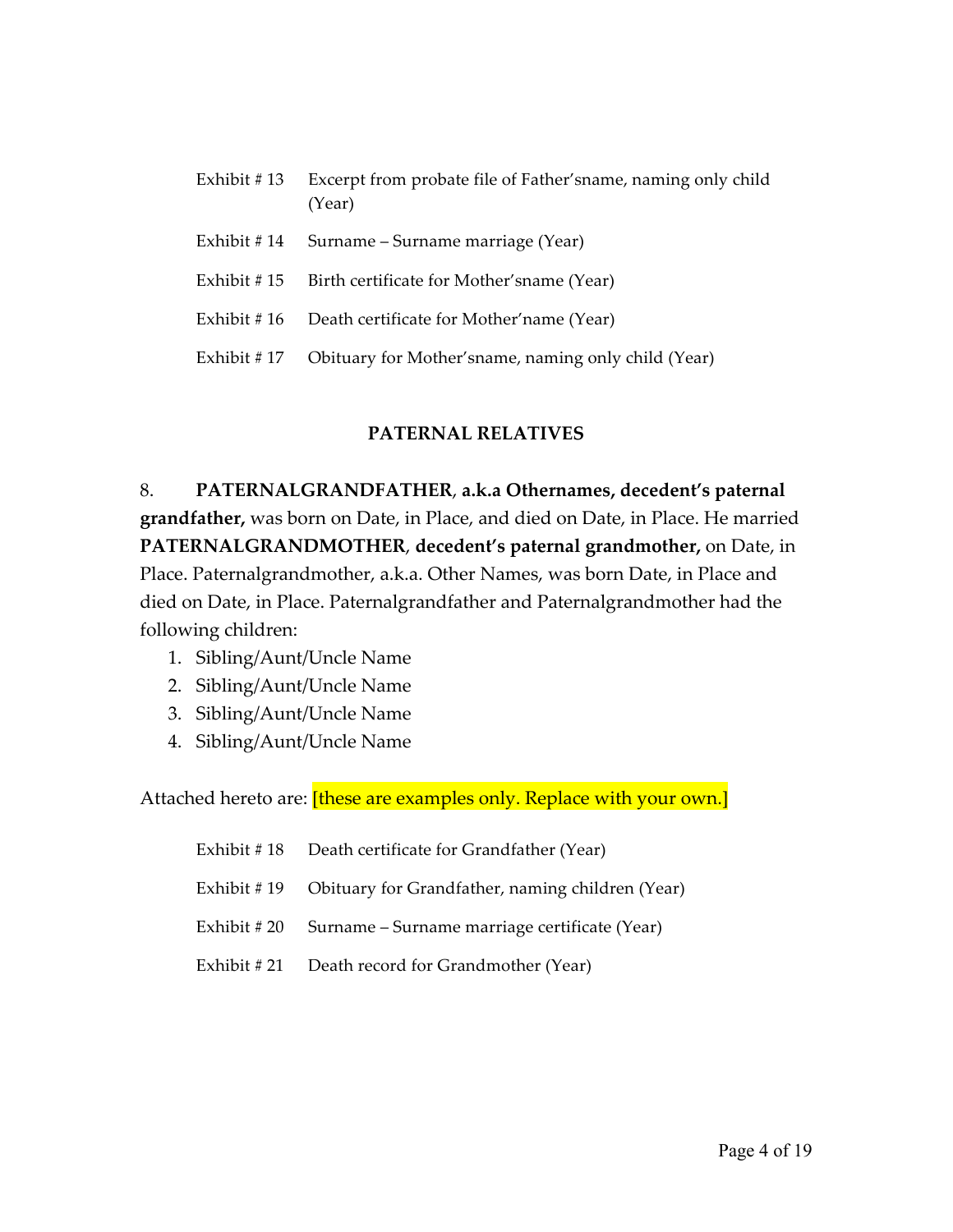Exhibit # 13 Excerpt from probate file of Father'sname, naming only child (Year)

Exhibit # 14 Surname – Surname marriage (Year)

Exhibit # 15 Birth certificate for Mother'sname (Year)

Exhibit # 16 Death certificate for Mother'name (Year)

Exhibit # 17 Obituary for Mother'sname, naming only child (Year)

## PATERNAL RELATIVES

8. **PATERNALGRANDFATHER**, **a.k.a Othernames, decedent's paternal grandfather,** was born on Date, in Place, and died on Date, in Place. He married **PATERNALGRANDMOTHER**, **decedent's paternal grandmother,** on Date, in Place. Paternalgrandmother, a.k.a. Other Names, was born Date, in Place and died on Date, in Place. Paternalgrandfather and Paternalgrandmother had the following children:

1. Sibling/Aunt/Uncle Name
2. Sibling/Aunt/Uncle Name
3. Sibling/Aunt/Uncle Name
4. Sibling/Aunt/Uncle Name

Attached hereto are: [these are examples only. Replace with your own.]

Exhibit # 18 Death certificate for Grandfather (Year)

Exhibit # 19 Obituary for Grandfather, naming children (Year)

Exhibit # 20 Surname – Surname marriage certificate (Year)

Exhibit # 21 Death record for Grandmother (Year)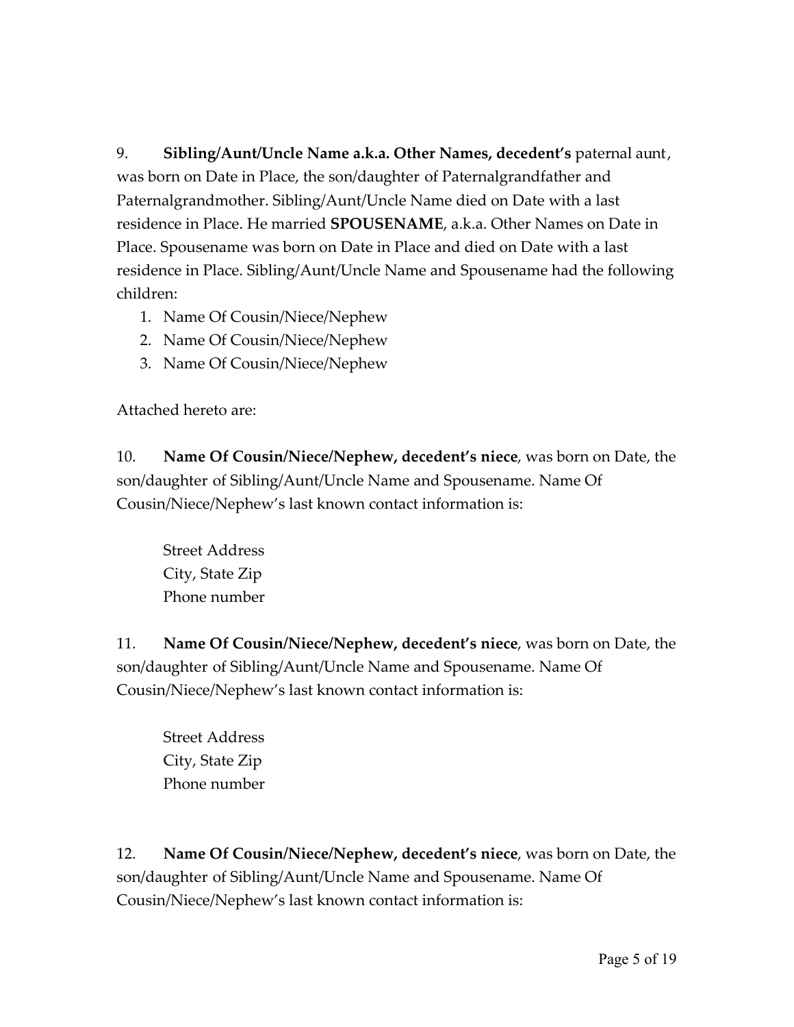9. **Sibling/Aunt/Uncle Name a.k.a. Other Names, decedent's** paternal aunt, was born on Date in Place, the son/daughter of Paternalgrandfather and Paternalgrandmother. Sibling/Aunt/Uncle Name died on Date with a last residence in Place. He married **SPOUSENAME**, a.k.a. Other Names on Date in Place. Spousename was born on Date in Place and died on Date with a last residence in Place. Sibling/Aunt/Uncle Name and Spousename had the following children:

1. Name Of Cousin/Niece/Nephew
2. Name Of Cousin/Niece/Nephew
3. Name Of Cousin/Niece/Nephew

Attached hereto are:

10. **Name Of Cousin/Niece/Nephew, decedent's niece**, was born on Date, the son/daughter of Sibling/Aunt/Uncle Name and Spousename. Name Of Cousin/Niece/Nephew's last known contact information is:

  Street Address
  City, State Zip
  Phone number

11. **Name Of Cousin/Niece/Nephew, decedent's niece**, was born on Date, the son/daughter of Sibling/Aunt/Uncle Name and Spousename. Name Of Cousin/Niece/Nephew's last known contact information is:

  Street Address
  City, State Zip
  Phone number

12. **Name Of Cousin/Niece/Nephew, decedent's niece**, was born on Date, the son/daughter of Sibling/Aunt/Uncle Name and Spousename. Name Of Cousin/Niece/Nephew's last known contact information is: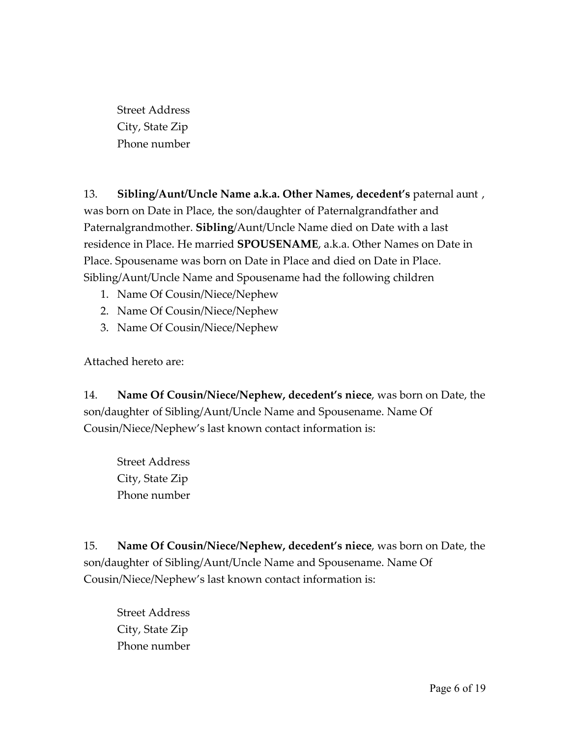Street Address
City, State Zip
Phone number

13. **Sibling/Aunt/Uncle Name a.k.a. Other Names, decedent's** paternal aunt , was born on Date in Place, the son/daughter of Paternalgrandfather and Paternalgrandmother. **Sibling**/Aunt/Uncle Name died on Date with a last residence in Place. He married **SPOUSENAME**, a.k.a. Other Names on Date in Place. Spousename was born on Date in Place and died on Date in Place. Sibling/Aunt/Uncle Name and Spousename had the following children

1. Name Of Cousin/Niece/Nephew
2. Name Of Cousin/Niece/Nephew
3. Name Of Cousin/Niece/Nephew

Attached hereto are:

14. **Name Of Cousin/Niece/Nephew, decedent's niece**, was born on Date, the son/daughter of Sibling/Aunt/Uncle Name and Spousename. Name Of Cousin/Niece/Nephew's last known contact information is:

Street Address
City, State Zip
Phone number

15. **Name Of Cousin/Niece/Nephew, decedent's niece**, was born on Date, the son/daughter of Sibling/Aunt/Uncle Name and Spousename. Name Of Cousin/Niece/Nephew's last known contact information is:

Street Address
City, State Zip
Phone number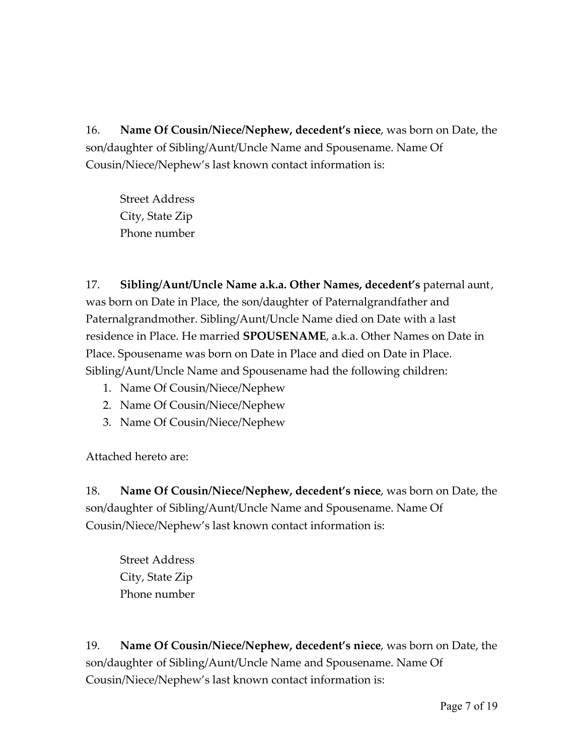16. **Name Of Cousin/Niece/Nephew, decedent's niece**, was born on Date, the son/daughter of Sibling/Aunt/Uncle Name and Spousename. Name Of Cousin/Niece/Nephew's last known contact information is:

> Street Address
> City, State Zip
> Phone number

17. **Sibling/Aunt/Uncle Name a.k.a. Other Names, decedent's** paternal aunt, was born on Date in Place, the son/daughter of Paternalgrandfather and Paternalgrandmother. Sibling/Aunt/Uncle Name died on Date with a last residence in Place. He married **SPOUSENAME**, a.k.a. Other Names on Date in Place. Spousename was born on Date in Place and died on Date in Place. Sibling/Aunt/Uncle Name and Spousename had the following children:

1. Name Of Cousin/Niece/Nephew
2. Name Of Cousin/Niece/Nephew
3. Name Of Cousin/Niece/Nephew

Attached hereto are:

18. **Name Of Cousin/Niece/Nephew, decedent's niece**, was born on Date, the son/daughter of Sibling/Aunt/Uncle Name and Spousename. Name Of Cousin/Niece/Nephew's last known contact information is:

> Street Address
> City, State Zip
> Phone number

19. **Name Of Cousin/Niece/Nephew, decedent's niece**, was born on Date, the son/daughter of Sibling/Aunt/Uncle Name and Spousename. Name Of Cousin/Niece/Nephew's last known contact information is: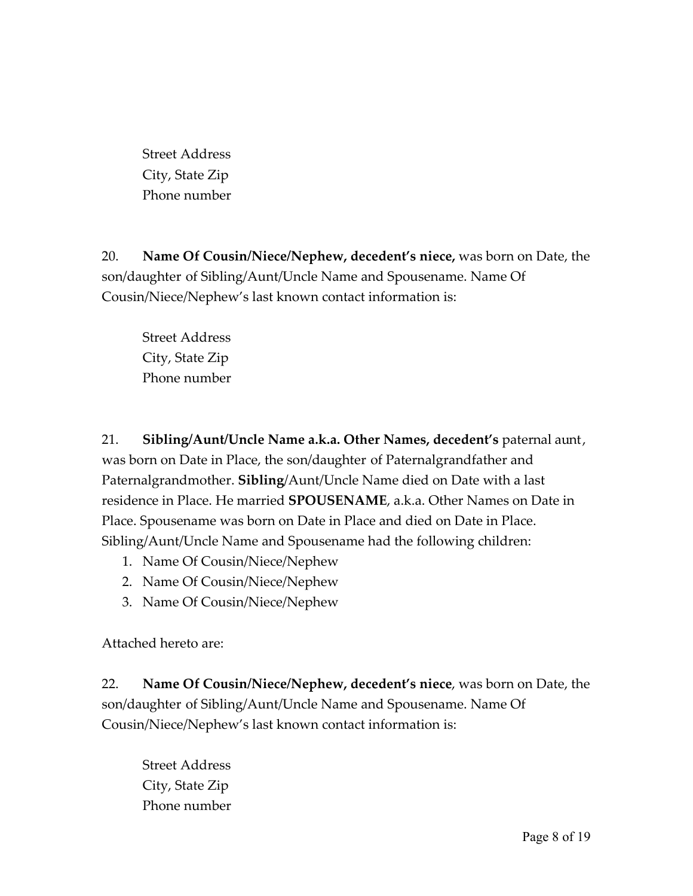Street Address
City, State Zip
Phone number

20. **Name Of Cousin/Niece/Nephew, decedent's niece,** was born on Date, the son/daughter of Sibling/Aunt/Uncle Name and Spousename. Name Of Cousin/Niece/Nephew's last known contact information is:

Street Address
City, State Zip
Phone number

21. **Sibling/Aunt/Uncle Name a.k.a. Other Names, decedent's** paternal aunt, was born on Date in Place, the son/daughter of Paternalgrandfather and Paternalgrandmother. **Sibling**/Aunt/Uncle Name died on Date with a last residence in Place. He married **SPOUSENAME**, a.k.a. Other Names on Date in Place. Spousename was born on Date in Place and died on Date in Place. Sibling/Aunt/Uncle Name and Spousename had the following children:

1. Name Of Cousin/Niece/Nephew
2. Name Of Cousin/Niece/Nephew
3. Name Of Cousin/Niece/Nephew

Attached hereto are:

22. **Name Of Cousin/Niece/Nephew, decedent's niece**, was born on Date, the son/daughter of Sibling/Aunt/Uncle Name and Spousename. Name Of Cousin/Niece/Nephew's last known contact information is:

Street Address
City, State Zip
Phone number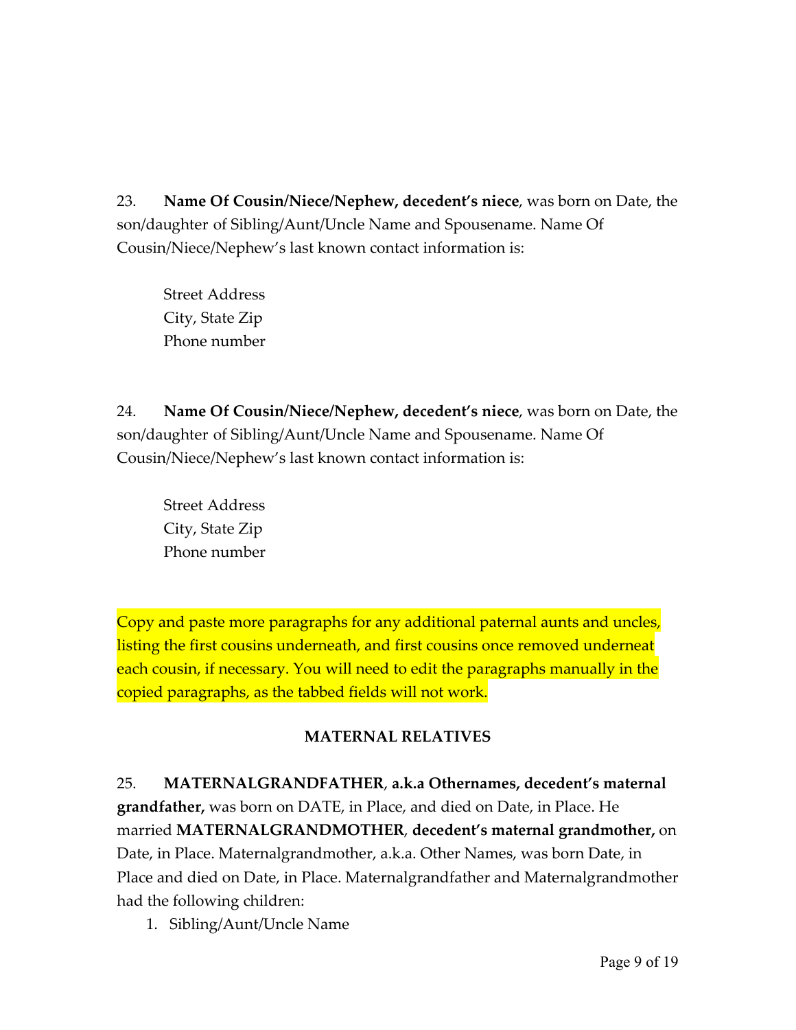23. **Name Of Cousin/Niece/Nephew, decedent's niece**, was born on Date, the son/daughter of Sibling/Aunt/Uncle Name and Spousename. Name Of Cousin/Niece/Nephew's last known contact information is:

Street Address
City, State Zip
Phone number

24. **Name Of Cousin/Niece/Nephew, decedent's niece**, was born on Date, the son/daughter of Sibling/Aunt/Uncle Name and Spousename. Name Of Cousin/Niece/Nephew's last known contact information is:

Street Address
City, State Zip
Phone number

Copy and paste more paragraphs for any additional paternal aunts and uncles, listing the first cousins underneath, and first cousins once removed underneat each cousin, if necessary. You will need to edit the paragraphs manually in the copied paragraphs, as the tabbed fields will not work.

**MATERNAL RELATIVES**

25. **MATERNALGRANDFATHER**, **a.k.a Othernames, decedent's maternal grandfather,** was born on DATE, in Place, and died on Date, in Place. He married **MATERNALGRANDMOTHER**, **decedent's maternal grandmother,** on Date, in Place. Maternalgrandmother, a.k.a. Other Names, was born Date, in Place and died on Date, in Place. Maternalgrandfather and Maternalgrandmother had the following children:

1. Sibling/Aunt/Uncle Name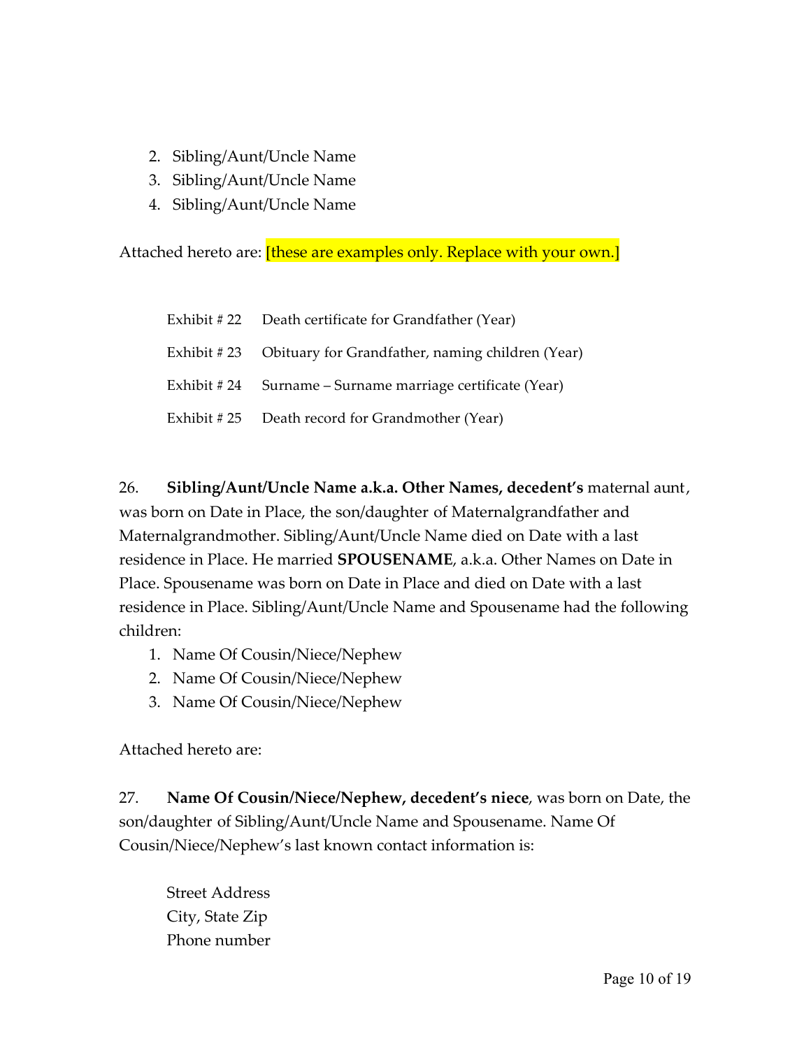2. Sibling/Aunt/Uncle Name
3. Sibling/Aunt/Uncle Name
4. Sibling/Aunt/Uncle Name

Attached hereto are: [these are examples only. Replace with your own.]

| | |
|---|---|
| Exhibit # 22 | Death certificate for Grandfather (Year) |
| Exhibit # 23 | Obituary for Grandfather, naming children (Year) |
| Exhibit # 24 | Surname – Surname marriage certificate (Year) |
| Exhibit # 25 | Death record for Grandmother (Year) |

26. **Sibling/Aunt/Uncle Name a.k.a. Other Names, decedent's** maternal aunt, was born on Date in Place, the son/daughter of Maternalgrandfather and Maternalgrandmother. Sibling/Aunt/Uncle Name died on Date with a last residence in Place. He married **SPOUSENAME**, a.k.a. Other Names on Date in Place. Spousename was born on Date in Place and died on Date with a last residence in Place. Sibling/Aunt/Uncle Name and Spousename had the following children:

1. Name Of Cousin/Niece/Nephew
2. Name Of Cousin/Niece/Nephew
3. Name Of Cousin/Niece/Nephew

Attached hereto are:

27. **Name Of Cousin/Niece/Nephew, decedent's niece**, was born on Date, the son/daughter of Sibling/Aunt/Uncle Name and Spousename. Name Of Cousin/Niece/Nephew's last known contact information is:

Street Address
City, State Zip
Phone number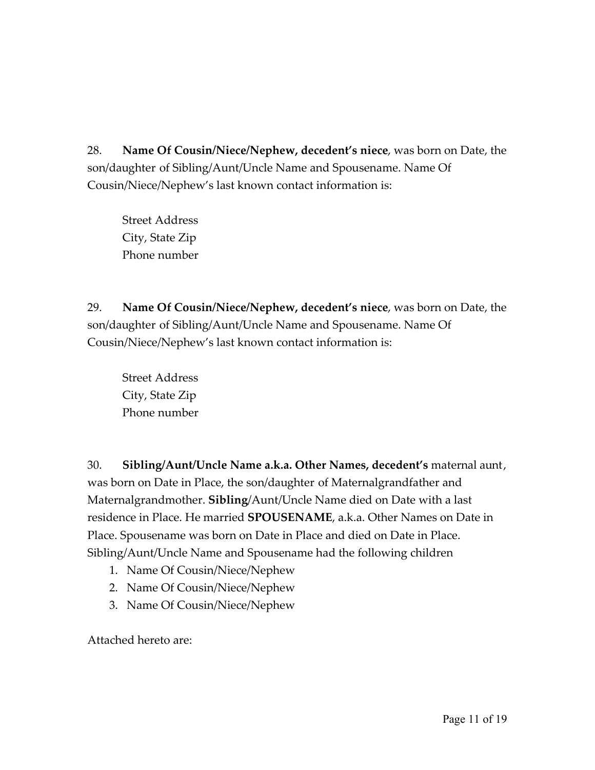28. **Name Of Cousin/Niece/Nephew, decedent's niece**, was born on Date, the son/daughter of Sibling/Aunt/Uncle Name and Spousename. Name Of Cousin/Niece/Nephew's last known contact information is:

> Street Address
> City, State Zip
> Phone number

29. **Name Of Cousin/Niece/Nephew, decedent's niece**, was born on Date, the son/daughter of Sibling/Aunt/Uncle Name and Spousename. Name Of Cousin/Niece/Nephew's last known contact information is:

> Street Address
> City, State Zip
> Phone number

30. **Sibling/Aunt/Uncle Name a.k.a. Other Names, decedent's** maternal aunt, was born on Date in Place, the son/daughter of Maternalgrandfather and Maternalgrandmother. **Sibling**/Aunt/Uncle Name died on Date with a last residence in Place. He married **SPOUSENAME**, a.k.a. Other Names on Date in Place. Spousename was born on Date in Place and died on Date in Place. Sibling/Aunt/Uncle Name and Spousename had the following children

1. Name Of Cousin/Niece/Nephew
2. Name Of Cousin/Niece/Nephew
3. Name Of Cousin/Niece/Nephew

Attached hereto are: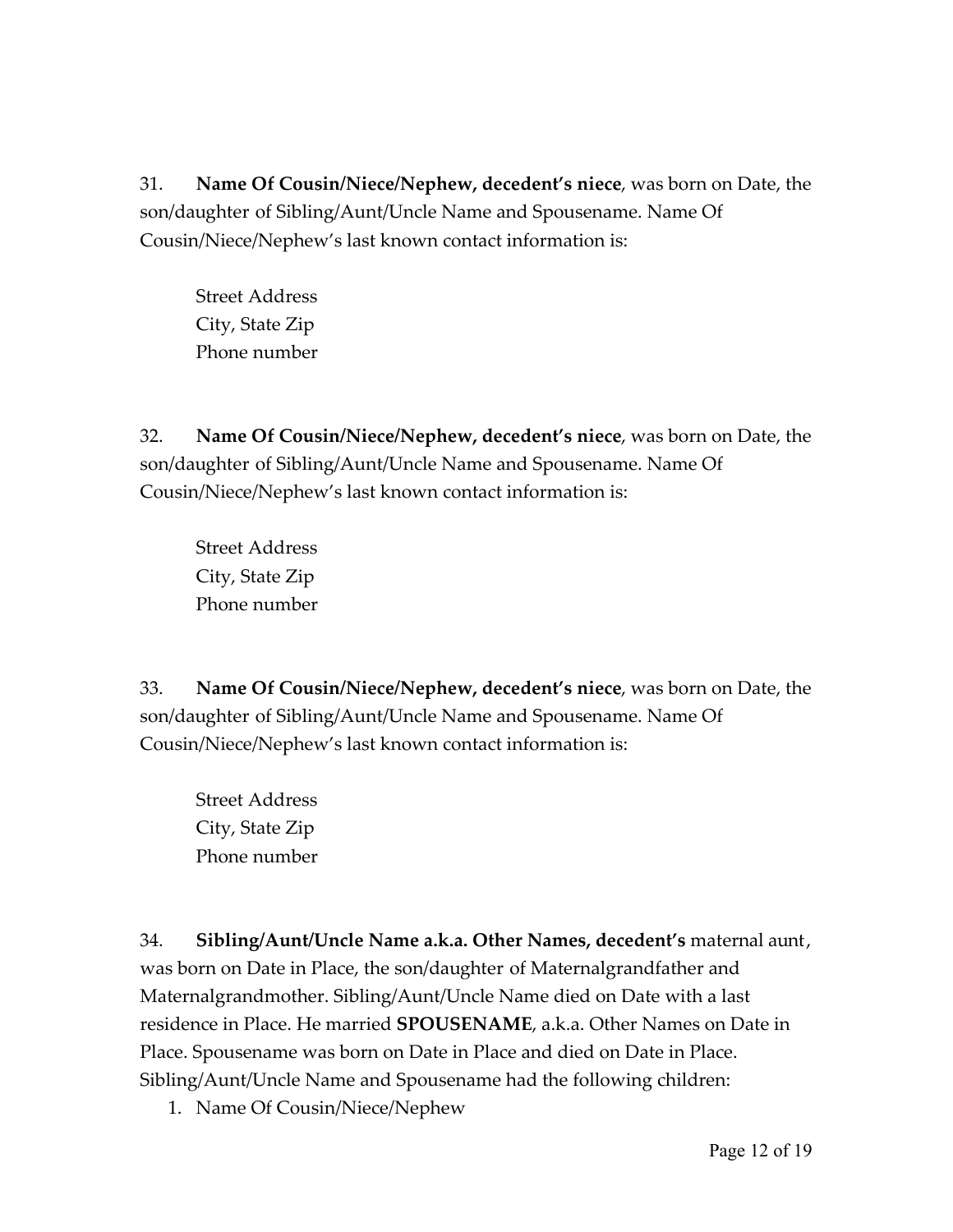31. **Name Of Cousin/Niece/Nephew, decedent's niece**, was born on Date, the son/daughter of Sibling/Aunt/Uncle Name and Spousename. Name Of Cousin/Niece/Nephew's last known contact information is:

    Street Address
    City, State Zip
    Phone number

32. **Name Of Cousin/Niece/Nephew, decedent's niece**, was born on Date, the son/daughter of Sibling/Aunt/Uncle Name and Spousename. Name Of Cousin/Niece/Nephew's last known contact information is:

    Street Address
    City, State Zip
    Phone number

33. **Name Of Cousin/Niece/Nephew, decedent's niece**, was born on Date, the son/daughter of Sibling/Aunt/Uncle Name and Spousename. Name Of Cousin/Niece/Nephew's last known contact information is:

    Street Address
    City, State Zip
    Phone number

34. **Sibling/Aunt/Uncle Name a.k.a. Other Names, decedent's** maternal aunt, was born on Date in Place, the son/daughter of Maternalgrandfather and Maternalgrandmother. Sibling/Aunt/Uncle Name died on Date with a last residence in Place. He married **SPOUSENAME**, a.k.a. Other Names on Date in Place. Spousename was born on Date in Place and died on Date in Place. Sibling/Aunt/Uncle Name and Spousename had the following children:

    1. Name Of Cousin/Niece/Nephew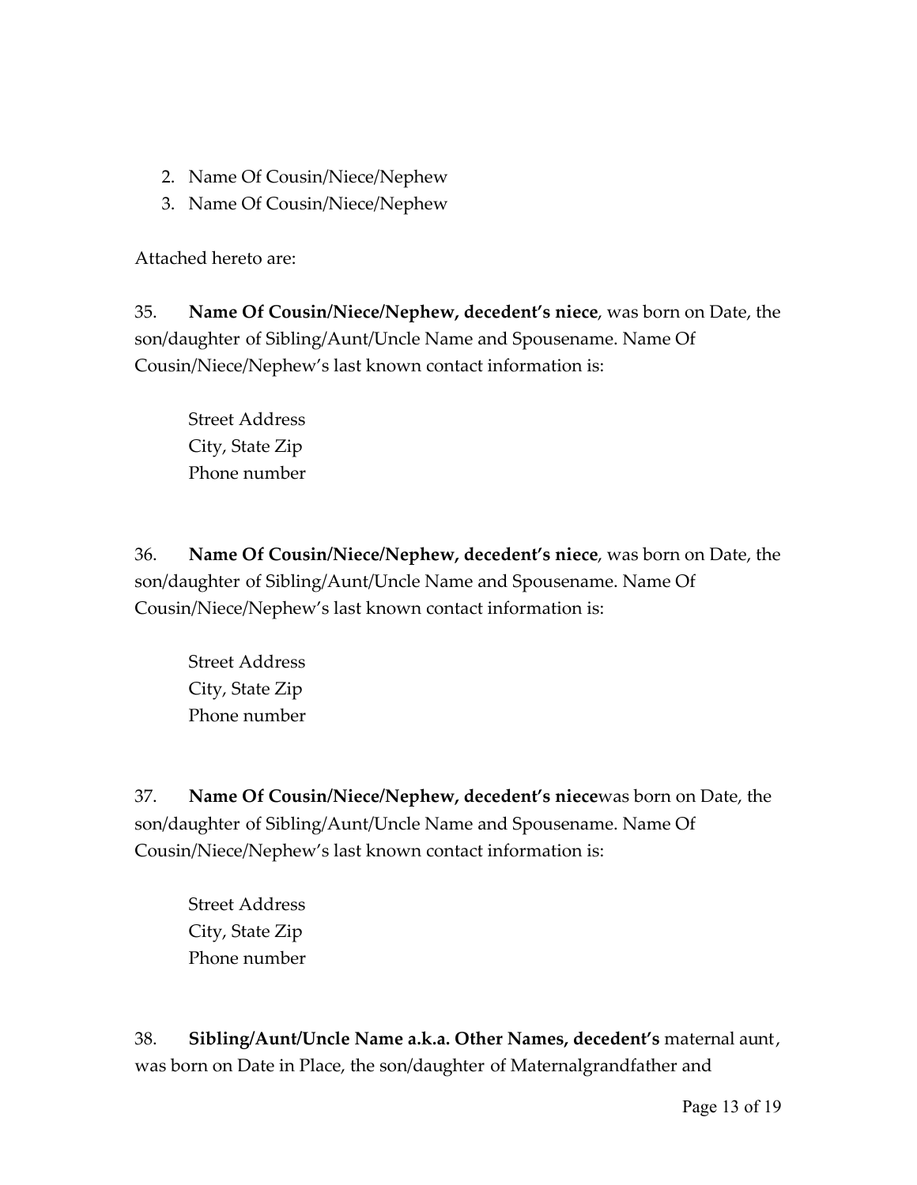2. Name Of Cousin/Niece/Nephew
3. Name Of Cousin/Niece/Nephew

Attached hereto are:

35. **Name Of Cousin/Niece/Nephew, decedent's niece**, was born on Date, the son/daughter of Sibling/Aunt/Uncle Name and Spousename. Name Of Cousin/Niece/Nephew's last known contact information is:

   Street Address
   City, State Zip
   Phone number

36. **Name Of Cousin/Niece/Nephew, decedent's niece**, was born on Date, the son/daughter of Sibling/Aunt/Uncle Name and Spousename. Name Of Cousin/Niece/Nephew's last known contact information is:

   Street Address
   City, State Zip
   Phone number

37. **Name Of Cousin/Niece/Nephew, decedent's niece**was born on Date, the son/daughter of Sibling/Aunt/Uncle Name and Spousename. Name Of Cousin/Niece/Nephew's last known contact information is:

   Street Address
   City, State Zip
   Phone number

38. **Sibling/Aunt/Uncle Name a.k.a. Other Names, decedent's** maternal aunt, was born on Date in Place, the son/daughter of Maternalgrandfather and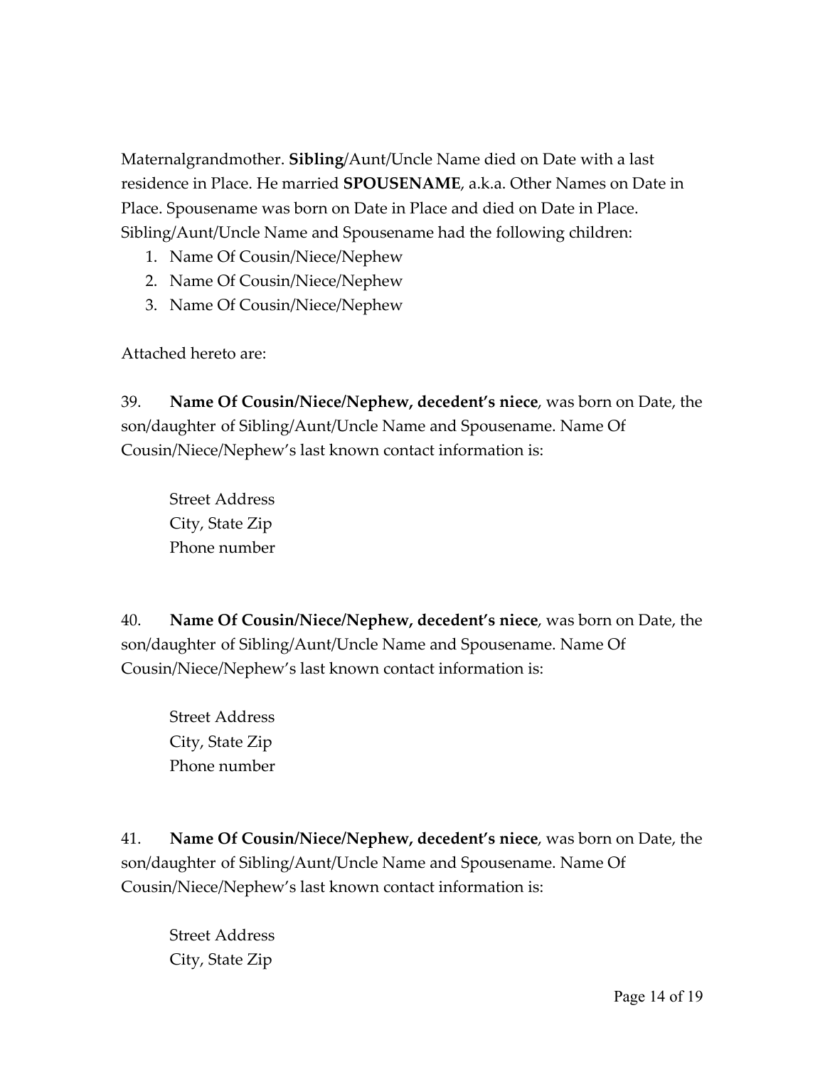Maternalgrandmother. **Sibling**/Aunt/Uncle Name died on Date with a last residence in Place. He married **SPOUSENAME**, a.k.a. Other Names on Date in Place. Spousename was born on Date in Place and died on Date in Place. Sibling/Aunt/Uncle Name and Spousename had the following children:

1. Name Of Cousin/Niece/Nephew
2. Name Of Cousin/Niece/Nephew
3. Name Of Cousin/Niece/Nephew

Attached hereto are:

39. **Name Of Cousin/Niece/Nephew, decedent's niece**, was born on Date, the son/daughter of Sibling/Aunt/Uncle Name and Spousename. Name Of Cousin/Niece/Nephew's last known contact information is:

    Street Address
    City, State Zip
    Phone number

40. **Name Of Cousin/Niece/Nephew, decedent's niece**, was born on Date, the son/daughter of Sibling/Aunt/Uncle Name and Spousename. Name Of Cousin/Niece/Nephew's last known contact information is:

    Street Address
    City, State Zip
    Phone number

41. **Name Of Cousin/Niece/Nephew, decedent's niece**, was born on Date, the son/daughter of Sibling/Aunt/Uncle Name and Spousename. Name Of Cousin/Niece/Nephew's last known contact information is:

    Street Address
    City, State Zip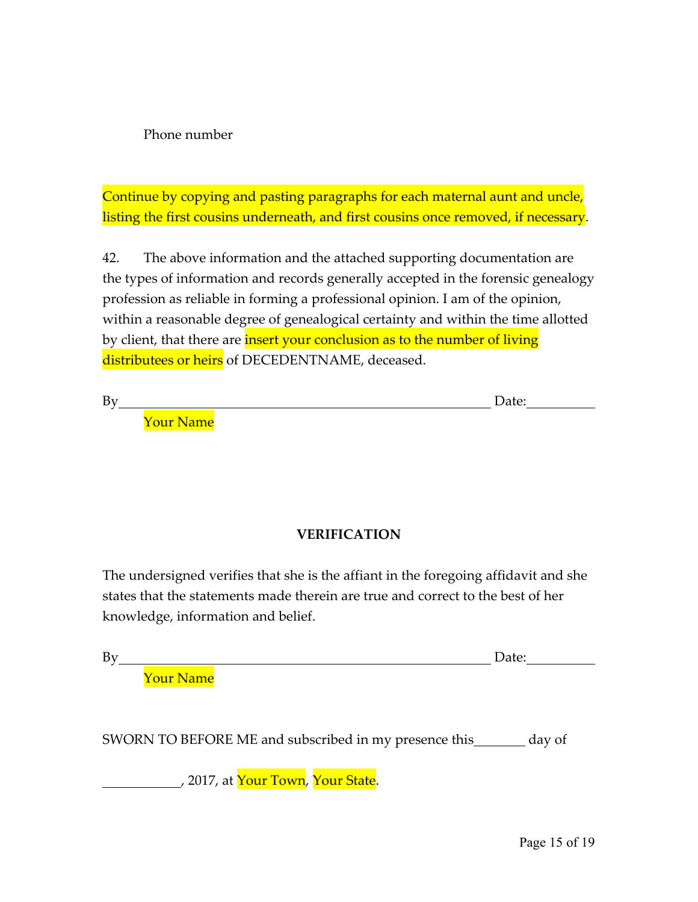Phone number

Continue by copying and pasting paragraphs for each maternal aunt and uncle, listing the first cousins underneath, and first cousins once removed, if necessary.

42. The above information and the attached supporting documentation are the types of information and records generally accepted in the forensic genealogy profession as reliable in forming a professional opinion. I am of the opinion, within a reasonable degree of genealogical certainty and within the time allotted by client, that there are insert your conclusion as to the number of living distributees or heirs of DECEDENTNAME, deceased.

By\_\_\_\_\_\_\_\_\_\_\_\_\_\_\_\_\_\_\_\_\_\_\_\_\_\_\_\_\_\_\_\_\_\_\_\_\_\_\_\_\_\_\_\_\_\_ Date:\_\_\_\_\_\_\_\_\_

Your Name

**VERIFICATION**

The undersigned verifies that she is the affiant in the foregoing affidavit and she states that the statements made therein are true and correct to the best of her knowledge, information and belief.

By\_\_\_\_\_\_\_\_\_\_\_\_\_\_\_\_\_\_\_\_\_\_\_\_\_\_\_\_\_\_\_\_\_\_\_\_\_\_\_\_\_\_\_\_\_\_ Date:\_\_\_\_\_\_\_\_\_

Your Name

SWORN TO BEFORE ME and subscribed in my presence this\_\_\_\_\_\_\_ day of

\_\_\_\_\_\_\_\_\_\_, 2017, at Your Town, Your State.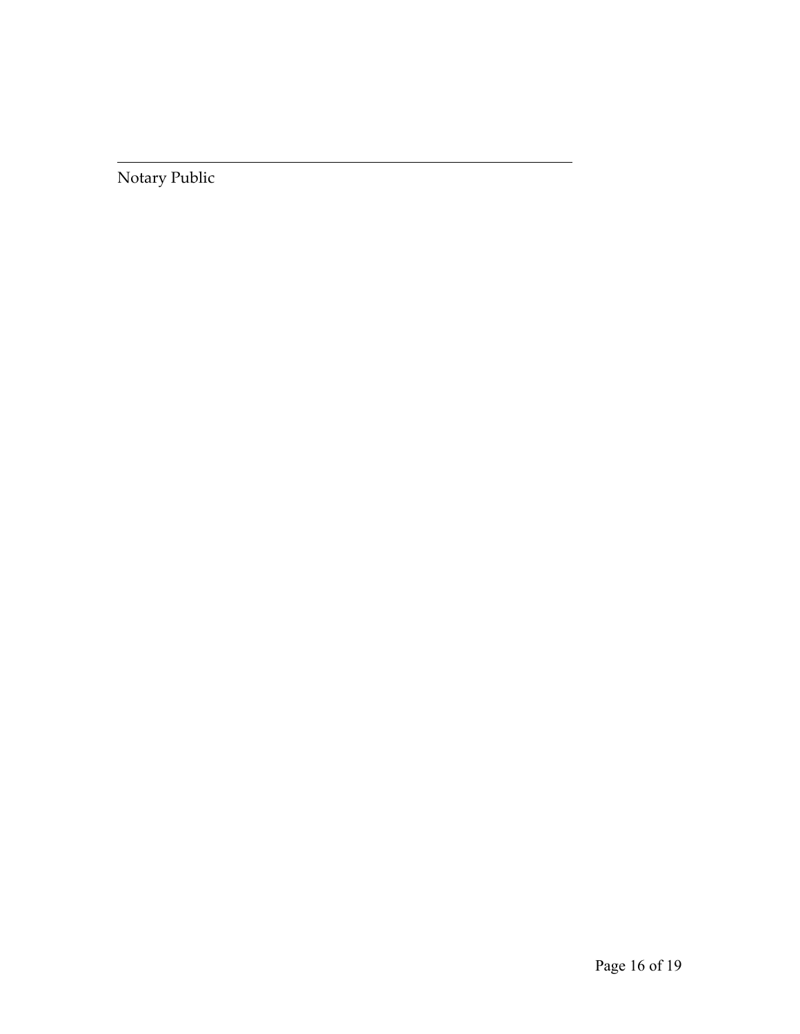\_\_\_\_\_\_\_\_\_\_\_\_\_\_\_\_\_\_\_\_\_\_\_\_\_\_\_\_\_\_\_\_\_\_\_\_\_\_\_\_\_\_\_\_

Notary Public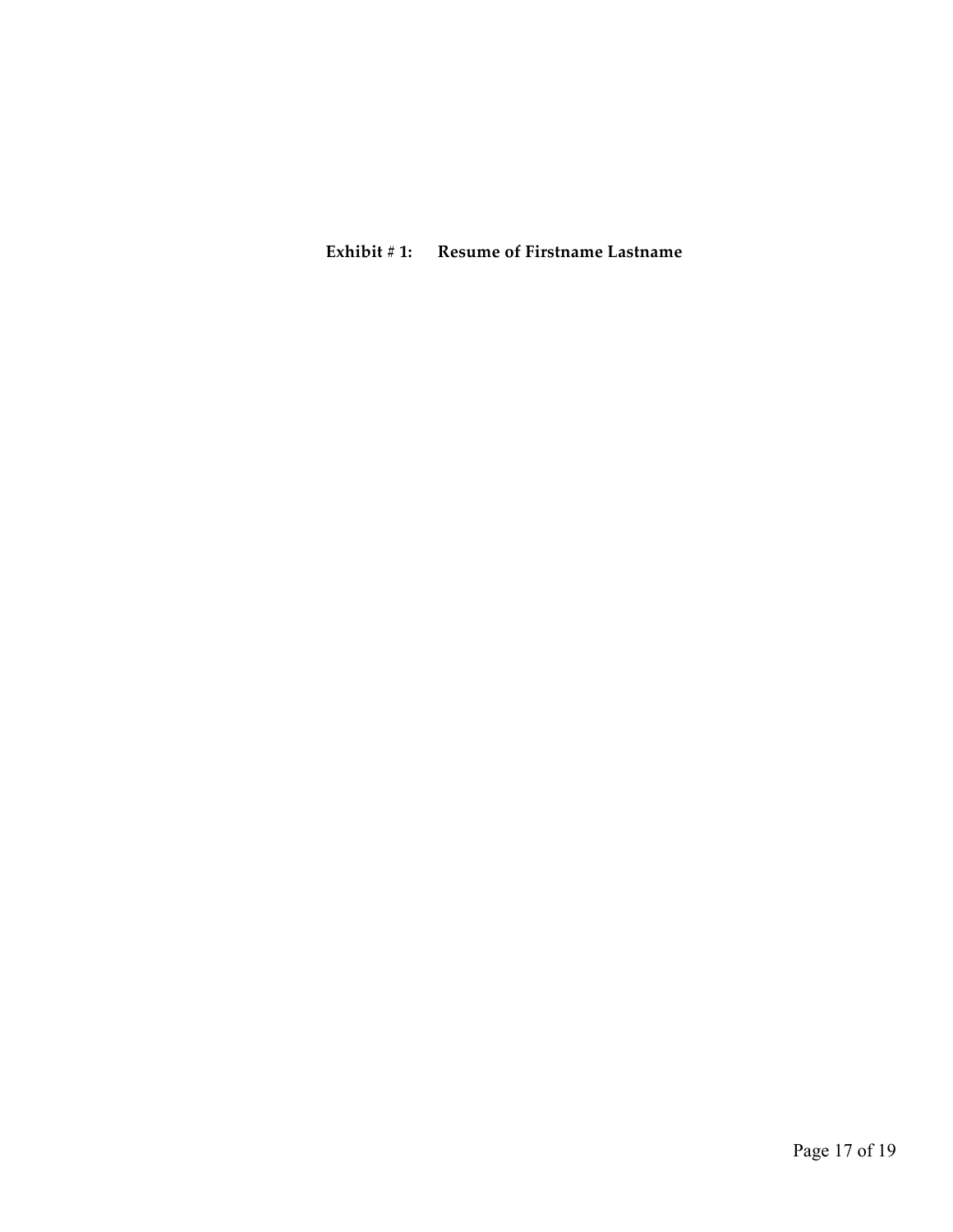**Exhibit # 1: Resume of Firstname Lastname**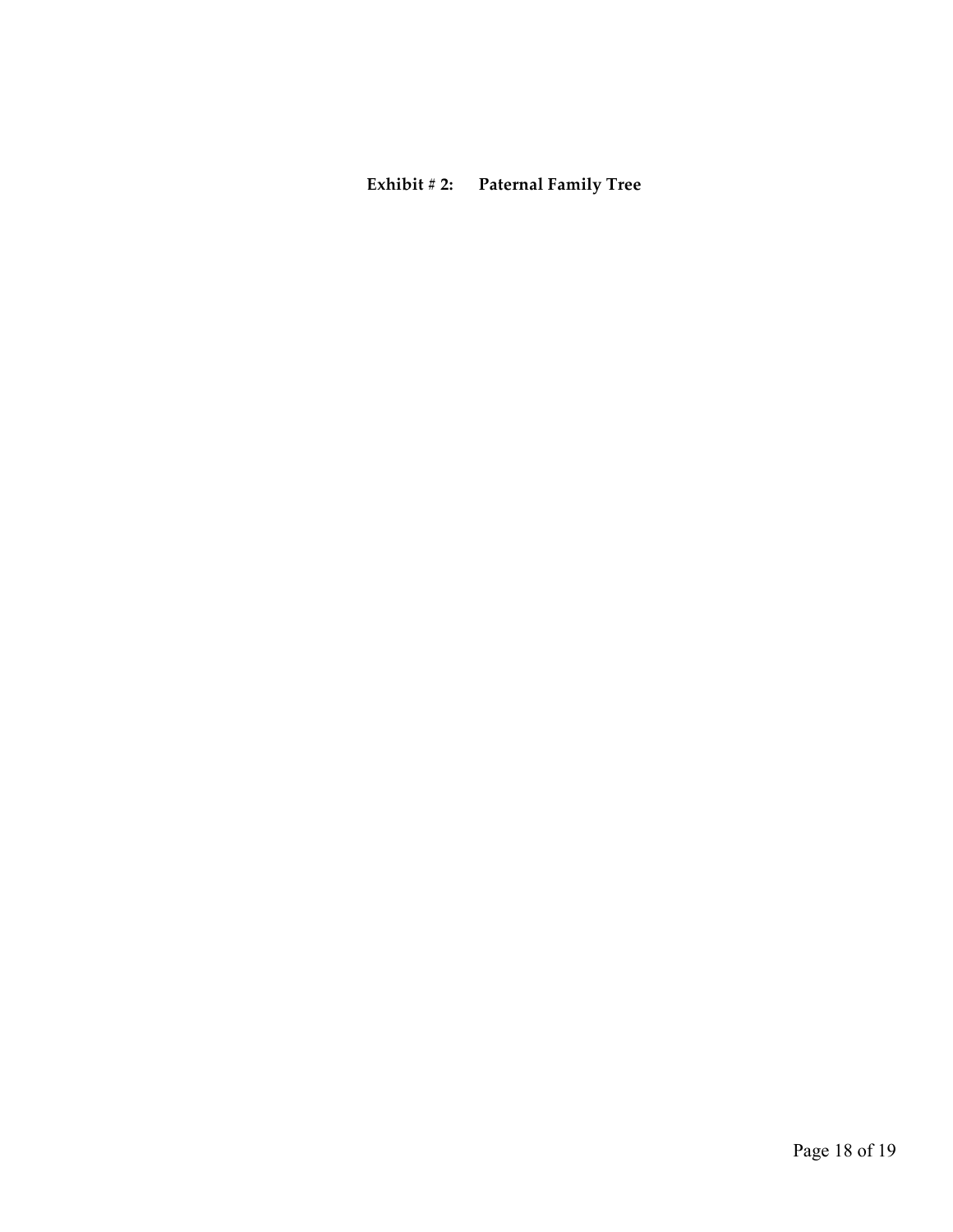**Exhibit # 2: Paternal Family Tree**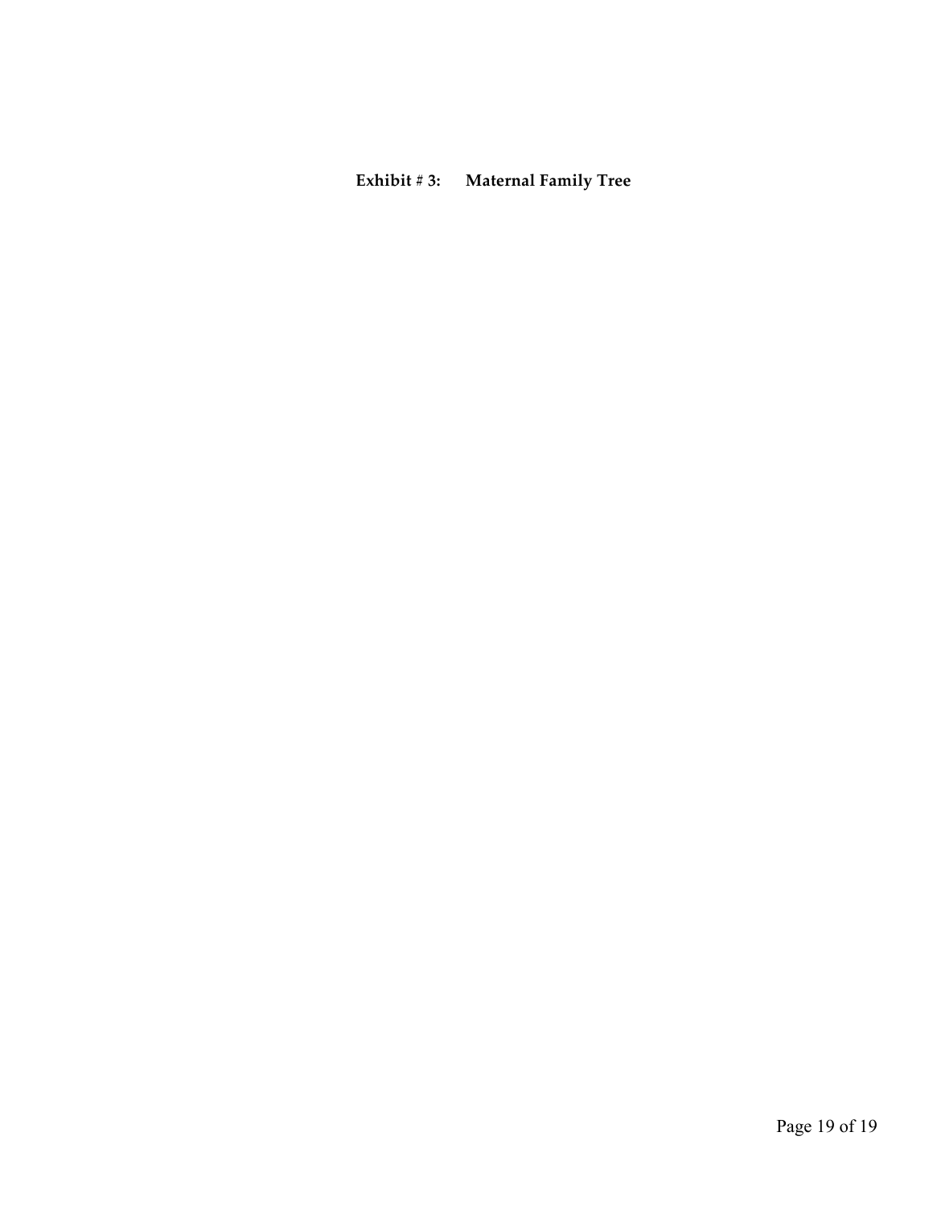**Exhibit # 3: Maternal Family Tree**